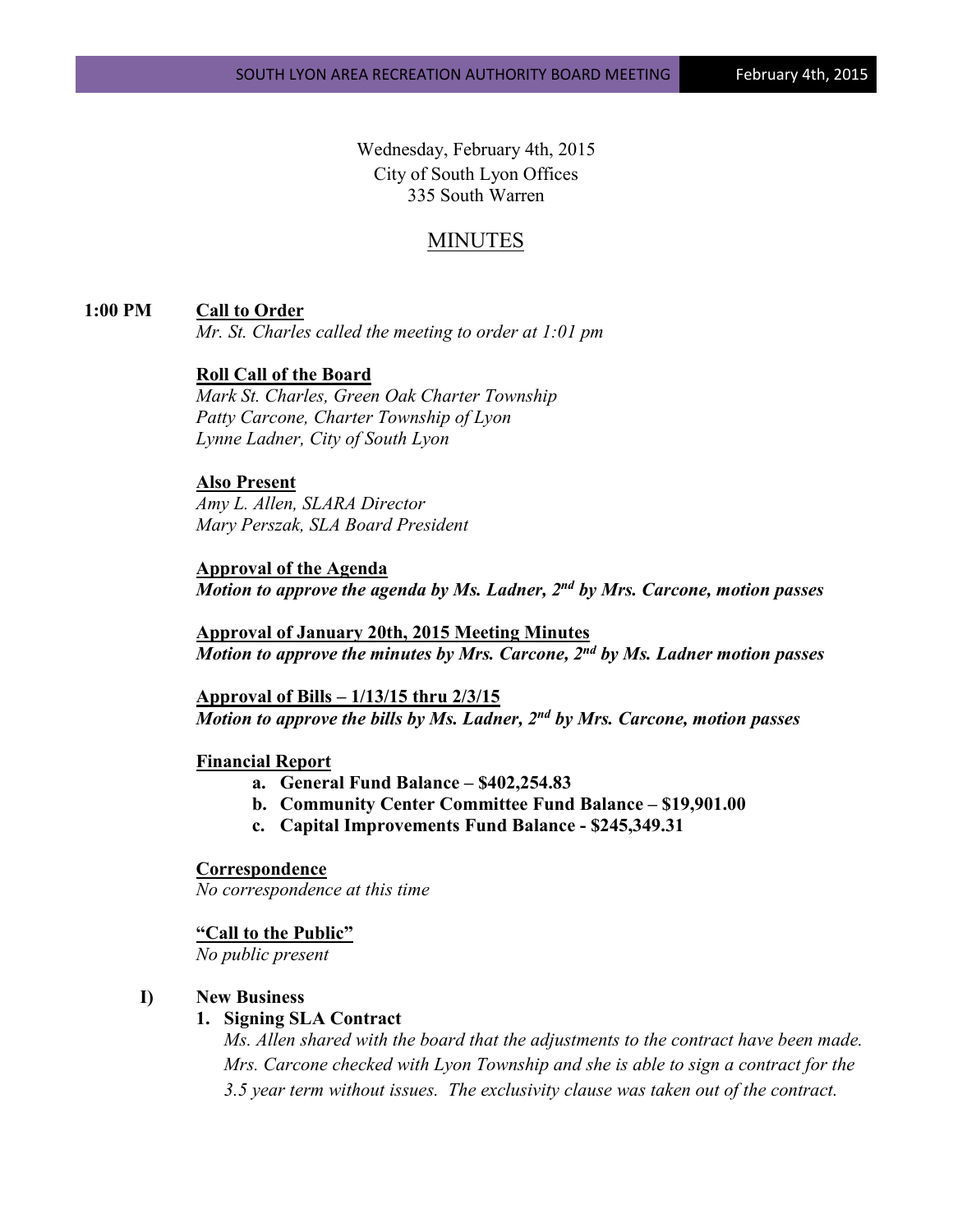Wednesday, February 4th, 2015
City of South Lyon Offices
335 South Warren

# MINUTES

**1:00 PM** **Call to Order**
*Mr. St. Charles called the meeting to order at 1:01 pm*

**Roll Call of the Board**
*Mark St. Charles, Green Oak Charter Township*
*Patty Carcone, Charter Township of Lyon*
*Lynne Ladner, City of South Lyon*

**Also Present**
*Amy L. Allen, SLARA Director*
*Mary Perszak, SLA Board President*

**Approval of the Agenda**
***Motion to approve the agenda by Ms. Ladner, 2nd by Mrs. Carcone, motion passes***

**Approval of January 20th, 2015 Meeting Minutes**
***Motion to approve the minutes by Mrs. Carcone, 2nd by Ms. Ladner motion passes***

**Approval of Bills – 1/13/15 thru 2/3/15**
***Motion to approve the bills by Ms. Ladner, 2nd by Mrs. Carcone, motion passes***

**Financial Report**

- **a. General Fund Balance – $402,254.83**
- **b. Community Center Committee Fund Balance – $19,901.00**
- **c. Capital Improvements Fund Balance - $245,349.31**

**Correspondence**
*No correspondence at this time*

**"Call to the Public"**
*No public present*

**I) New Business**

**1. Signing SLA Contract**
*Ms. Allen shared with the board that the adjustments to the contract have been made. Mrs. Carcone checked with Lyon Township and she is able to sign a contract for the 3.5 year term without issues. The exclusivity clause was taken out of the contract.*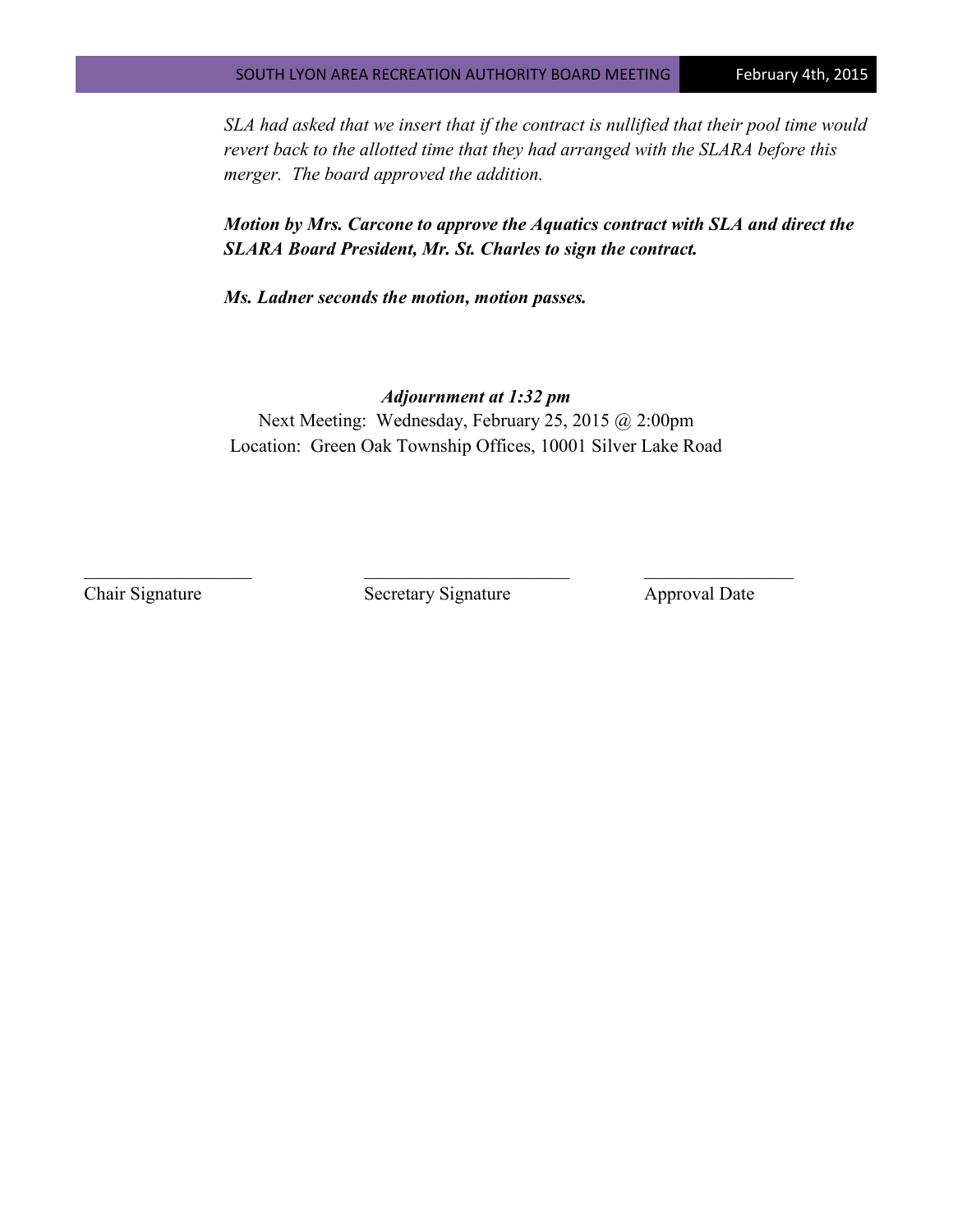*SLA had asked that we insert that if the contract is nullified that their pool time would revert back to the allotted time that they had arranged with the SLARA before this merger. The board approved the addition.*

***Motion by Mrs. Carcone to approve the Aquatics contract with SLA and direct the SLARA Board President, Mr. St. Charles to sign the contract.***

***Ms. Ladner seconds the motion, motion passes.***

***Adjournment at 1:32 pm***

Next Meeting: Wednesday, February 25, 2015 @ 2:00pm

Location: Green Oak Township Offices, 10001 Silver Lake Road

\_\_\_\_\_\_\_\_\_\_\_\_\_\_\_\_\_\_\_\_ \_\_\_\_\_\_\_\_\_\_\_\_\_\_\_\_\_\_\_\_\_\_\_\_ \_\_\_\_\_\_\_\_\_\_\_\_\_\_\_\_\_\_

Chair Signature Secretary Signature Approval Date